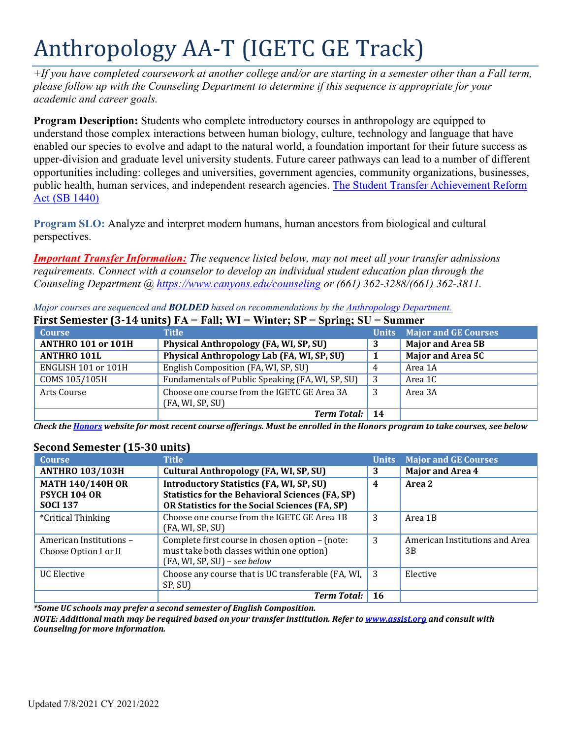# Anthropology AA-T (IGETC GE Track)

*+If you have completed coursework at another college and/or are starting in a semester other than a Fall term, please follow up with the Counseling Department to determine if this sequence is appropriate for your academic and career goals.*

**Program Description:** Students who complete introductory courses in anthropology are equipped to understand those complex interactions between human biology, culture, technology and language that have enabled our species to evolve and adapt to the natural world, a foundation important for their future success as upper-division and graduate level university students. Future career pathways can lead to a number of different opportunities including: colleges and universities, government agencies, community organizations, businesses, public health, human services, and independent research agencies. [The Student Transfer Achievement Reform Act (SB 1440)]

**Program SLO:** Analyze and interpret modern humans, human ancestors from biological and cultural perspectives.

***Important Transfer Information:*** *The sequence listed below, may not meet all your transfer admissions requirements. Connect with a counselor to develop an individual student education plan through the Counseling Department @ https://www.canyons.edu/counseling or (661) 362-3288/(661) 362-3811.*

*Major courses are sequenced and **BOLDED** based on recommendations by the Anthropology Department.*

### First Semester (3-14 units) FA = Fall; WI = Winter; SP = Spring; SU = Summer

| Course | Title | Units | Major and GE Courses |
|---|---|---|---|
| **ANTHRO 101 or 101H** | **Physical Anthropology (FA, WI, SP, SU)** | **3** | **Major and Area 5B** |
| **ANTHRO 101L** | **Physical Anthropology Lab (FA, WI, SP, SU)** | **1** | **Major and Area 5C** |
| ENGLISH 101 or 101H | English Composition (FA, WI, SP, SU) | 4 | Area 1A |
| COMS 105/105H | Fundamentals of Public Speaking (FA, WI, SP, SU) | 3 | Area 1C |
| Arts Course | Choose one course from the IGETC GE Area 3A (FA, WI, SP, SU) | 3 | Area 3A |
| | ***Term Total:*** | **14** | |

***Check the Honors website for most recent course offerings. Must be enrolled in the Honors program to take courses, see below***

### Second Semester (15-30 units)

| Course | Title | Units | Major and GE Courses |
|---|---|---|---|
| **ANTHRO 103/103H** | **Cultural Anthropology (FA, WI, SP, SU)** | **3** | **Major and Area 4** |
| **MATH 140/140H OR PSYCH 104 OR SOCI 137** | **Introductory Statistics (FA, WI, SP, SU) Statistics for the Behavioral Sciences (FA, SP) OR Statistics for the Social Sciences (FA, SP)** | **4** | **Area 2** |
| *Critical Thinking | Choose one course from the IGETC GE Area 1B (FA, WI, SP, SU) | 3 | Area 1B |
| American Institutions – Choose Option I or II | Complete first course in chosen option – (note: must take both classes within one option) (FA, WI, SP, SU) – *see below* | 3 | American Institutions and Area 3B |
| UC Elective | Choose any course that is UC transferable (FA, WI, SP, SU) | 3 | Elective |
| | ***Term Total:*** | **16** | |

***\*Some UC schools may prefer a second semester of English Composition.***
***NOTE: Additional math may be required based on your transfer institution. Refer to www.assist.org and consult with Counseling for more information.***

Updated 7/8/2021 CY 2021/2022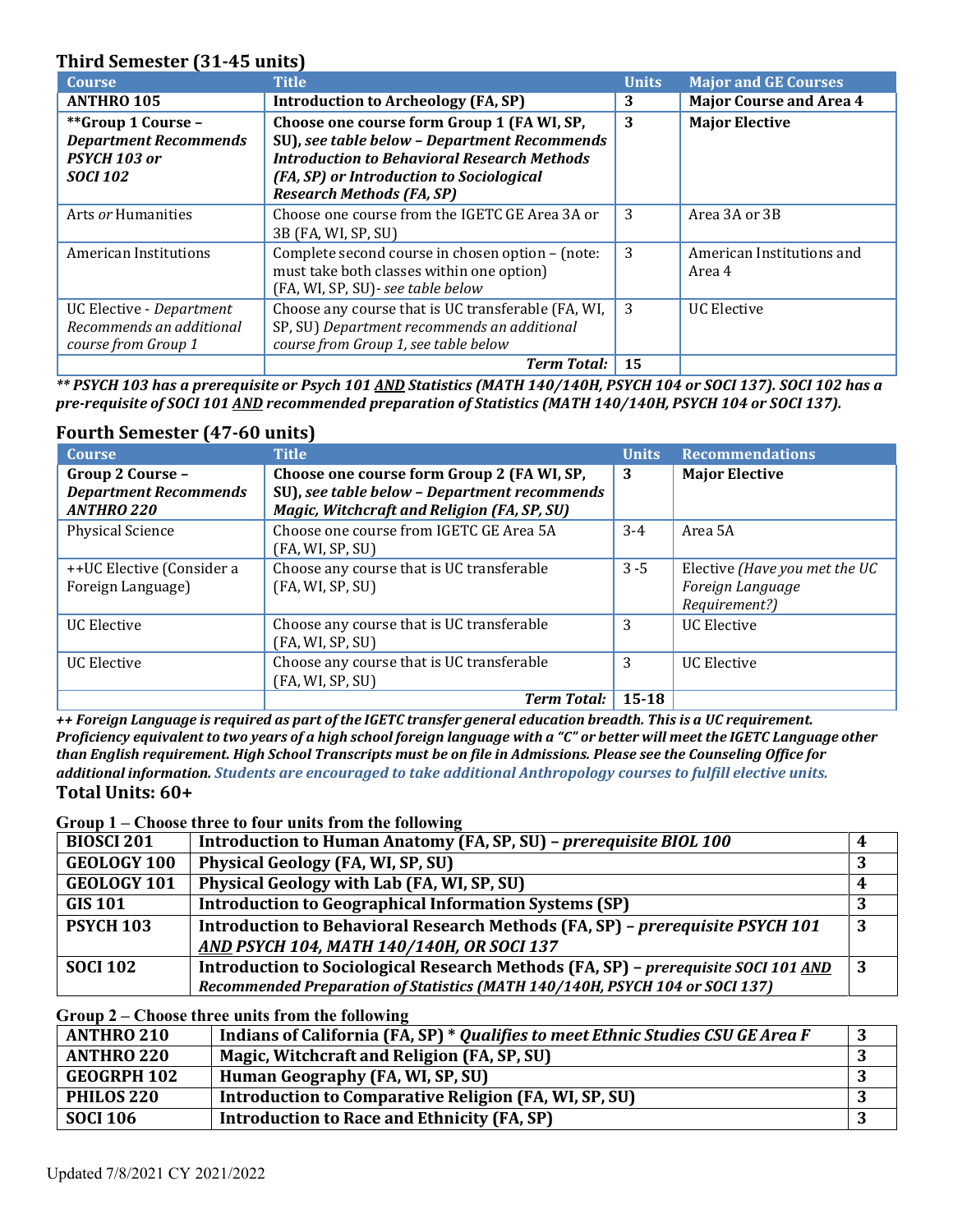### Third Semester (31-45 units)

| Course | Title | Units | Major and GE Courses |
|---|---|---|---|
| **ANTHRO 105** | **Introduction to Archeology (FA, SP)** | **3** | **Major Course and Area 4** |
| **\*\*Group 1 Course – *Department Recommends PSYCH 103 or SOCI 102*** | **Choose one course form Group 1 (FA WI, SP, SU), *see table below – Department Recommends Introduction to Behavioral Research Methods (FA, SP) or Introduction to Sociological Research Methods (FA, SP)*** | **3** | **Major Elective** |
| Arts *or* Humanities | Choose one course from the IGETC GE Area 3A or 3B (FA, WI, SP, SU) | 3 | Area 3A or 3B |
| American Institutions | Complete second course in chosen option – (note: must take both classes within one option) (FA, WI, SP, SU)*- see table below* | 3 | American Institutions and Area 4 |
| UC Elective - *Department Recommends an additional course from Group 1* | Choose any course that is UC transferable (FA, WI, SP, SU) *Department recommends an additional course from Group 1, see table below* | 3 | UC Elective |
| | ***Term Total:*** | **15** | |

***\*\* PSYCH 103 has a prerequisite or Psych 101 AND Statistics (MATH 140/140H, PSYCH 104 or SOCI 137). SOCI 102 has a pre-requisite of SOCI 101 AND recommended preparation of Statistics (MATH 140/140H, PSYCH 104 or SOCI 137).***

### Fourth Semester (47-60 units)

| Course | Title | Units | Recommendations |
|---|---|---|---|
| **Group 2 Course – *Department Recommends ANTHRO 220*** | **Choose one course form Group 2 (FA WI, SP, SU), *see table below – Department recommends Magic, Witchcraft and Religion (FA, SP, SU)*** | **3** | **Major Elective** |
| Physical Science | Choose one course from IGETC GE Area 5A (FA, WI, SP, SU) | 3-4 | Area 5A |
| ++UC Elective (Consider a Foreign Language) | Choose any course that is UC transferable (FA, WI, SP, SU) | 3 -5 | Elective *(Have you met the UC Foreign Language Requirement?)* |
| UC Elective | Choose any course that is UC transferable (FA, WI, SP, SU) | 3 | UC Elective |
| UC Elective | Choose any course that is UC transferable (FA, WI, SP, SU) | 3 | UC Elective |
| | ***Term Total:*** | **15-18** | |

***++ Foreign Language is required as part of the IGETC transfer general education breadth. This is a UC requirement. Proficiency equivalent to two years of a high school foreign language with a "C" or better will meet the IGETC Language other than English requirement. High School Transcripts must be on file in Admissions. Please see the Counseling Office for additional information. Students are encouraged to take additional Anthropology courses to fulfill elective units.***

**Total Units: 60+**

**Group 1 – Choose three to four units from the following**

| Course | Title | Units |
|---|---|---|
| **BIOSCI 201** | **Introduction to Human Anatomy (FA, SP, SU) – *prerequisite BIOL 100*** | **4** |
| **GEOLOGY 100** | **Physical Geology (FA, WI, SP, SU)** | **3** |
| **GEOLOGY 101** | **Physical Geology with Lab (FA, WI, SP, SU)** | **4** |
| **GIS 101** | **Introduction to Geographical Information Systems (SP)** | **3** |
| **PSYCH 103** | **Introduction to Behavioral Research Methods (FA, SP) – *prerequisite PSYCH 101 AND PSYCH 104, MATH 140/140H, OR SOCI 137*** | **3** |
| **SOCI 102** | **Introduction to Sociological Research Methods (FA, SP) – *prerequisite SOCI 101 AND Recommended Preparation of Statistics (MATH 140/140H, PSYCH 104 or SOCI 137)*** | **3** |

**Group 2 – Choose three units from the following**

| Course | Title | Units |
|---|---|---|
| **ANTHRO 210** | **Indians of California (FA, SP) \* *Qualifies to meet Ethnic Studies CSU GE Area F*** | **3** |
| **ANTHRO 220** | **Magic, Witchcraft and Religion (FA, SP, SU)** | **3** |
| **GEOGRPH 102** | **Human Geography (FA, WI, SP, SU)** | **3** |
| **PHILOS 220** | **Introduction to Comparative Religion (FA, WI, SP, SU)** | **3** |
| **SOCI 106** | **Introduction to Race and Ethnicity (FA, SP)** | **3** |

Updated 7/8/2021 CY 2021/2022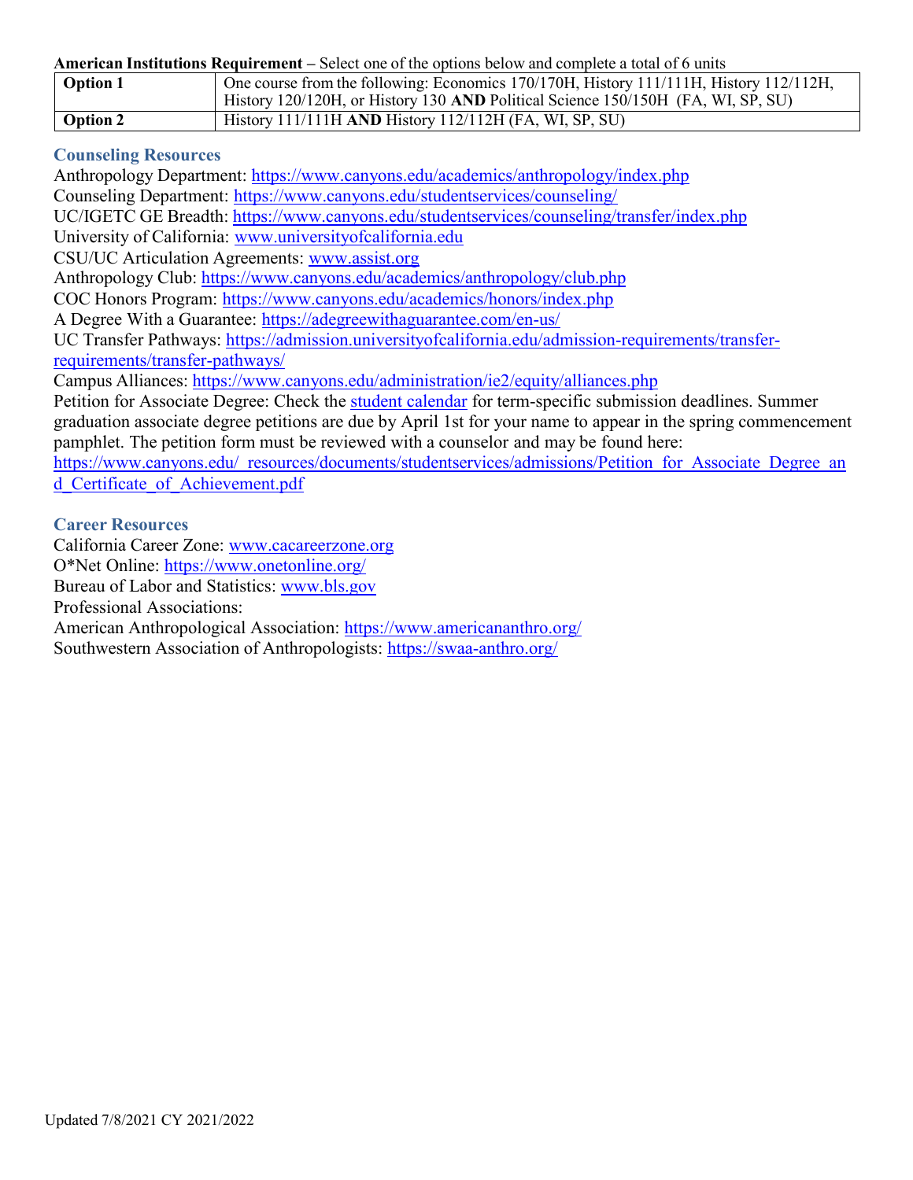**American Institutions Requirement** – Select one of the options below and complete a total of 6 units

| | |
|---|---|
| **Option 1** | One course from the following: Economics 170/170H, History 111/111H, History 112/112H, History 120/120H, or History 130 **AND** Political Science 150/150H (FA, WI, SP, SU) |
| **Option 2** | History 111/111H **AND** History 112/112H (FA, WI, SP, SU) |

## Counseling Resources

Anthropology Department: https://www.canyons.edu/academics/anthropology/index.php
Counseling Department: https://www.canyons.edu/studentservices/counseling/
UC/IGETC GE Breadth: https://www.canyons.edu/studentservices/counseling/transfer/index.php
University of California: www.universityofcalifornia.edu
CSU/UC Articulation Agreements: www.assist.org
Anthropology Club: https://www.canyons.edu/academics/anthropology/club.php
COC Honors Program: https://www.canyons.edu/academics/honors/index.php
A Degree With a Guarantee: https://adegreewithaguarantee.com/en-us/
UC Transfer Pathways: https://admission.universityofcalifornia.edu/admission-requirements/transfer-requirements/transfer-pathways/
Campus Alliances: https://www.canyons.edu/administration/ie2/equity/alliances.php
Petition for Associate Degree: Check the student calendar for term-specific submission deadlines. Summer graduation associate degree petitions are due by April 1st for your name to appear in the spring commencement pamphlet. The petition form must be reviewed with a counselor and may be found here: https://www.canyons.edu/_resources/documents/studentservices/admissions/Petition_for_Associate_Degree_and_Certificate_of_Achievement.pdf

## Career Resources

California Career Zone: www.cacareerzone.org
O*Net Online: https://www.onetonline.org/
Bureau of Labor and Statistics: www.bls.gov
Professional Associations:
American Anthropological Association: https://www.americananthro.org/
Southwestern Association of Anthropologists: https://swaa-anthro.org/

Updated 7/8/2021 CY 2021/2022